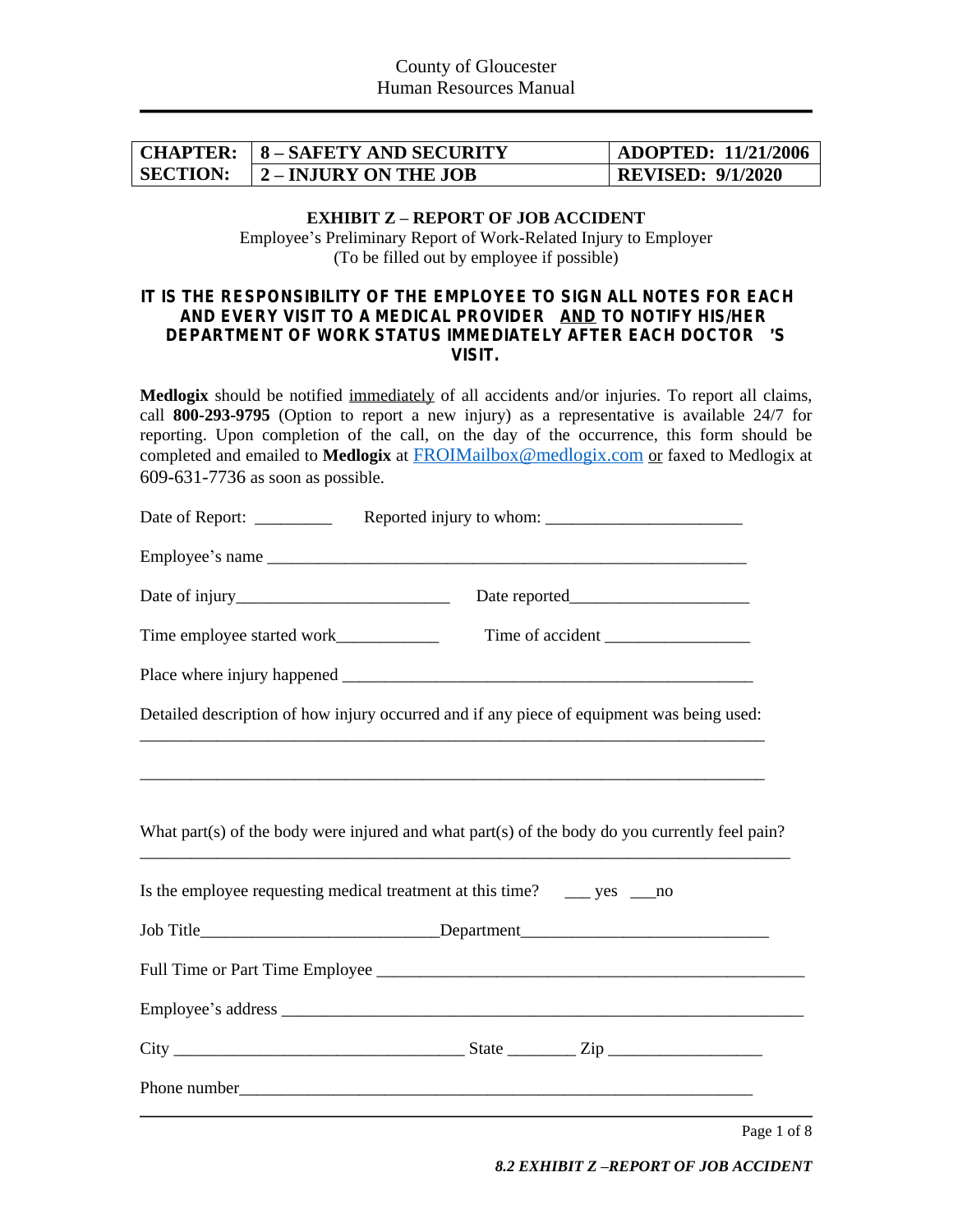County of Gloucester
Human Resources Manual

| CHAPTER: | 8 – SAFETY AND SECURITY | ADOPTED: 11/21/2006 |
|---|---|---|
| SECTION: | 2 – INJURY ON THE JOB | REVISED: 9/1/2020 |

## EXHIBIT Z – REPORT OF JOB ACCIDENT

Employee's Preliminary Report of Work-Related Injury to Employer
(To be filled out by employee if possible)

**IT IS THE RESPONSIBILITY OF THE EMPLOYEE TO SIGN ALL NOTES FOR EACH AND EVERY VISIT TO A MEDICAL PROVIDER AND TO NOTIFY HIS/HER DEPARTMENT OF WORK STATUS IMMEDIATELY AFTER EACH DOCTOR'S VISIT.**

**Medlogix** should be notified immediately of all accidents and/or injuries. To report all claims, call **800-293-9795** (Option to report a new injury) as a representative is available 24/7 for reporting. Upon completion of the call, on the day of the occurrence, this form should be completed and emailed to **Medlogix** at FROIMailbox@medlogix.com or faxed to Medlogix at 609-631-7736 as soon as possible.

Date of Report: _________ Reported injury to whom: ______________________

Employee's name _______________________________________________________

Date of injury________________________ Date reported____________________

Time employee started work___________ Time of accident ________________

Place where injury happened _______________________________________________

Detailed description of how injury occurred and if any piece of equipment was being used:

_______________________________________________________________________

_______________________________________________________________________

What part(s) of the body were injured and what part(s) of the body do you currently feel pain?

_______________________________________________________________________

Is the employee requesting medical treatment at this time? ___ yes ___no

Job Title__________________________Department____________________________

Full Time or Part Time Employee ___________________________________________

Employee's address _____________________________________________________

City ________________________________ State ________ Zip _________________

Phone number__________________________________________________________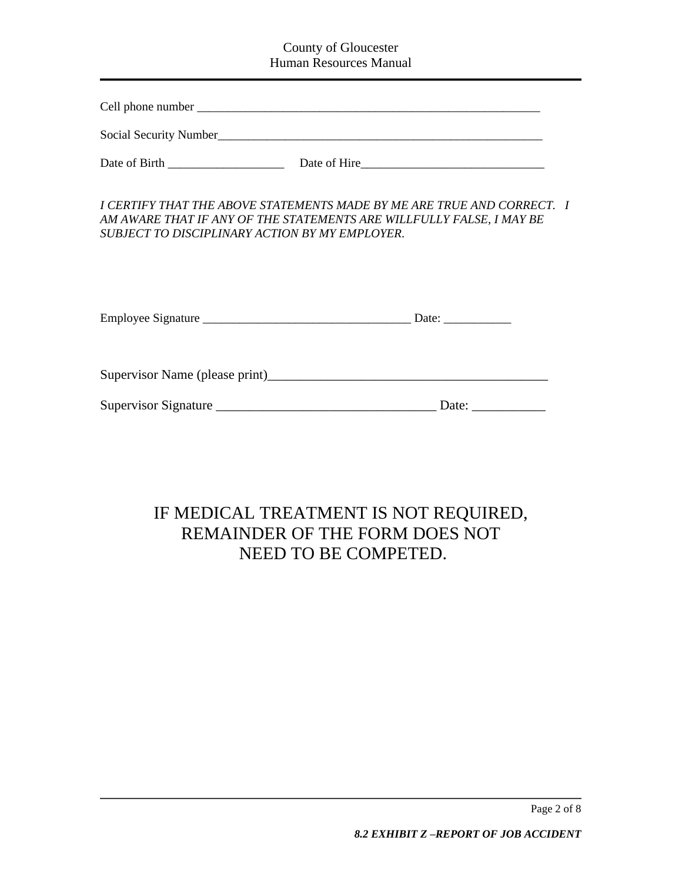Cell phone number ___________________________________________________________

Social Security Number_________________________________________________________

Date of Birth ___________________ Date of Hire______________________________

*I CERTIFY THAT THE ABOVE STATEMENTS MADE BY ME ARE TRUE AND CORRECT. I AM AWARE THAT IF ANY OF THE STATEMENTS ARE WILLFULLY FALSE, I MAY BE SUBJECT TO DISCIPLINARY ACTION BY MY EMPLOYER.*

Employee Signature __________________________________ Date: ___________

Supervisor Name (please print)___________________________________________

Supervisor Signature _________________________________ Date: ___________

IF MEDICAL TREATMENT IS NOT REQUIRED, REMAINDER OF THE FORM DOES NOT NEED TO BE COMPETED.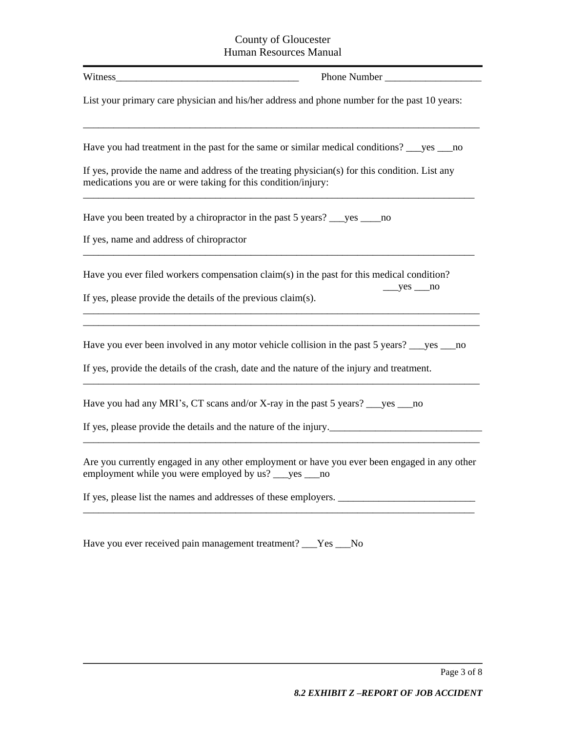Witness_____________________________________ Phone Number ___________________

List your primary care physician and his/her address and phone number for the past 10 years:

_________________________________________________________________________________

Have you had treatment in the past for the same or similar medical conditions? ___yes ___no

If yes, provide the name and address of the treating physician(s) for this condition. List any medications you are or were taking for this condition/injury:

_________________________________________________________________________________

Have you been treated by a chiropractor in the past 5 years? ___yes ____no

If yes, name and address of chiropractor

_________________________________________________________________________________

Have you ever filed workers compensation claim(s) in the past for this medical condition? ___yes ___no

If yes, please provide the details of the previous claim(s).

_________________________________________________________________________________

_________________________________________________________________________________

Have you ever been involved in any motor vehicle collision in the past 5 years? ___yes ___no

If yes, provide the details of the crash, date and the nature of the injury and treatment.

_________________________________________________________________________________

Have you had any MRI's, CT scans and/or X-ray in the past 5 years? ___yes ___no

If yes, please provide the details and the nature of the injury._______________________________

_________________________________________________________________________________

Are you currently engaged in any other employment or have you ever been engaged in any other employment while you were employed by us? ___yes ___no

If yes, please list the names and addresses of these employers. ___________________________

_________________________________________________________________________________

Have you ever received pain management treatment? ___Yes ___No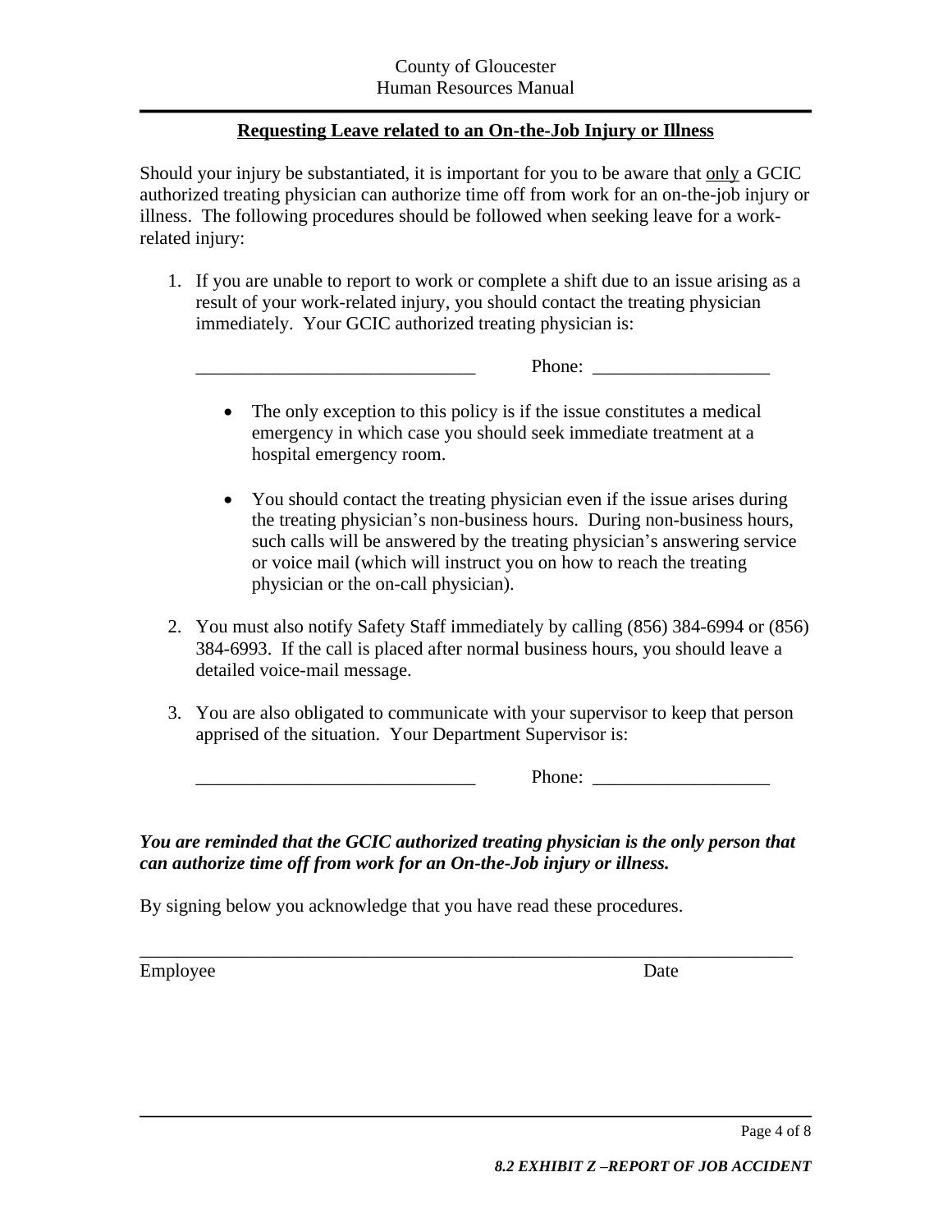## Requesting Leave related to an On-the-Job Injury or Illness

Should your injury be substantiated, it is important for you to be aware that only a GCIC authorized treating physician can authorize time off from work for an on-the-job injury or illness. The following procedures should be followed when seeking leave for a work-related injury:

1. If you are unable to report to work or complete a shift due to an issue arising as a result of your work-related injury, you should contact the treating physician immediately. Your GCIC authorized treating physician is:

   ______________________________ Phone: ___________________

   - The only exception to this policy is if the issue constitutes a medical emergency in which case you should seek immediate treatment at a hospital emergency room.

   - You should contact the treating physician even if the issue arises during the treating physician's non-business hours. During non-business hours, such calls will be answered by the treating physician's answering service or voice mail (which will instruct you on how to reach the treating physician or the on-call physician).

2. You must also notify Safety Staff immediately by calling (856) 384-6994 or (856) 384-6993. If the call is placed after normal business hours, you should leave a detailed voice-mail message.

3. You are also obligated to communicate with your supervisor to keep that person apprised of the situation. Your Department Supervisor is:

   ______________________________ Phone: ___________________

***You are reminded that the GCIC authorized treating physician is the only person that can authorize time off from work for an On-the-Job injury or illness.***

By signing below you acknowledge that you have read these procedures.

______________________________________________________________________

Employee Date

*8.2 EXHIBIT Z –REPORT OF JOB ACCIDENT*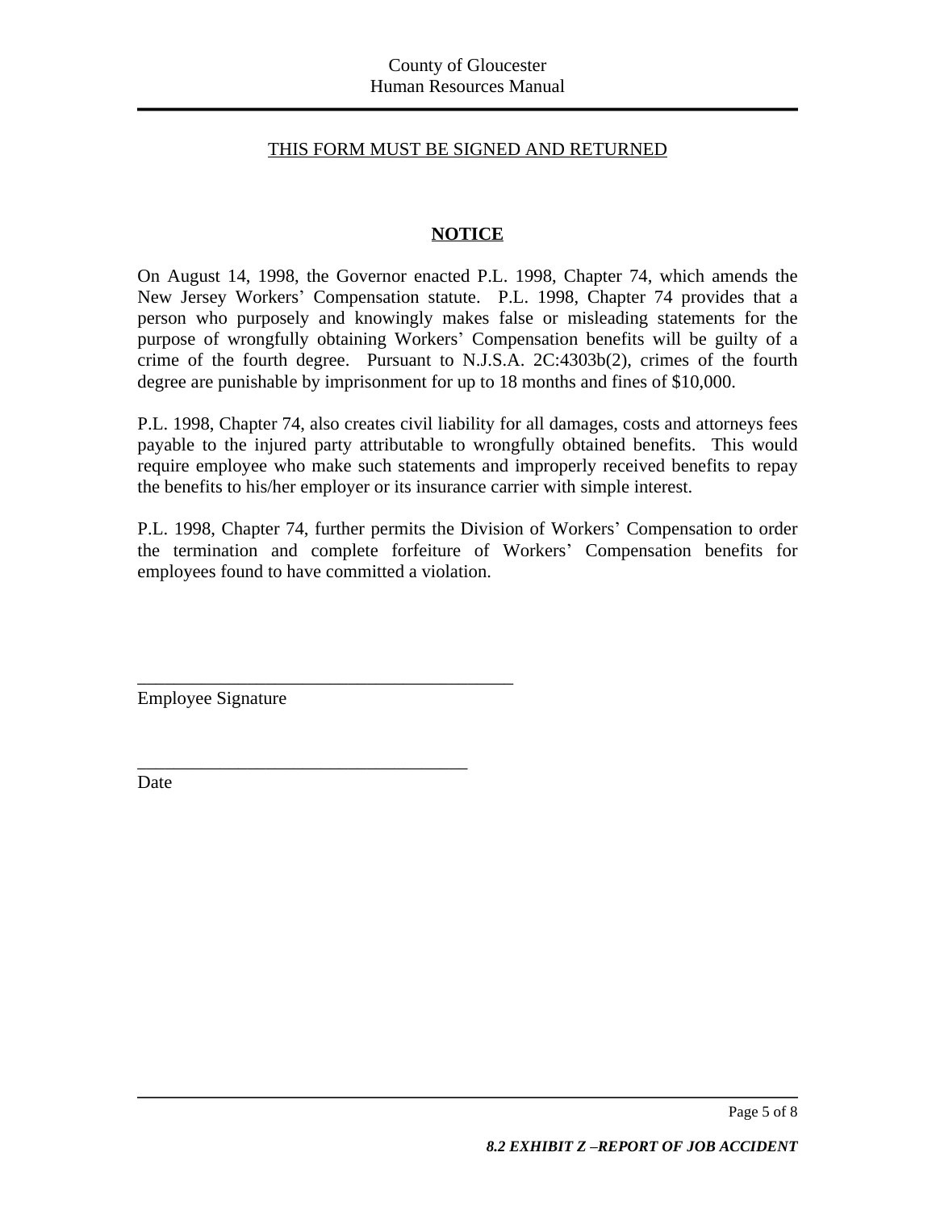<u>THIS FORM MUST BE SIGNED AND RETURNED</u>

## **<u>NOTICE</u>**

On August 14, 1998, the Governor enacted P.L. 1998, Chapter 74, which amends the New Jersey Workers' Compensation statute. P.L. 1998, Chapter 74 provides that a person who purposely and knowingly makes false or misleading statements for the purpose of wrongfully obtaining Workers' Compensation benefits will be guilty of a crime of the fourth degree. Pursuant to N.J.S.A. 2C:4303b(2), crimes of the fourth degree are punishable by imprisonment for up to 18 months and fines of $10,000.

P.L. 1998, Chapter 74, also creates civil liability for all damages, costs and attorneys fees payable to the injured party attributable to wrongfully obtained benefits. This would require employee who make such statements and improperly received benefits to repay the benefits to his/her employer or its insurance carrier with simple interest.

P.L. 1998, Chapter 74, further permits the Division of Workers' Compensation to order the termination and complete forfeiture of Workers' Compensation benefits for employees found to have committed a violation.

_________________________________________
Employee Signature

____________________________________
Date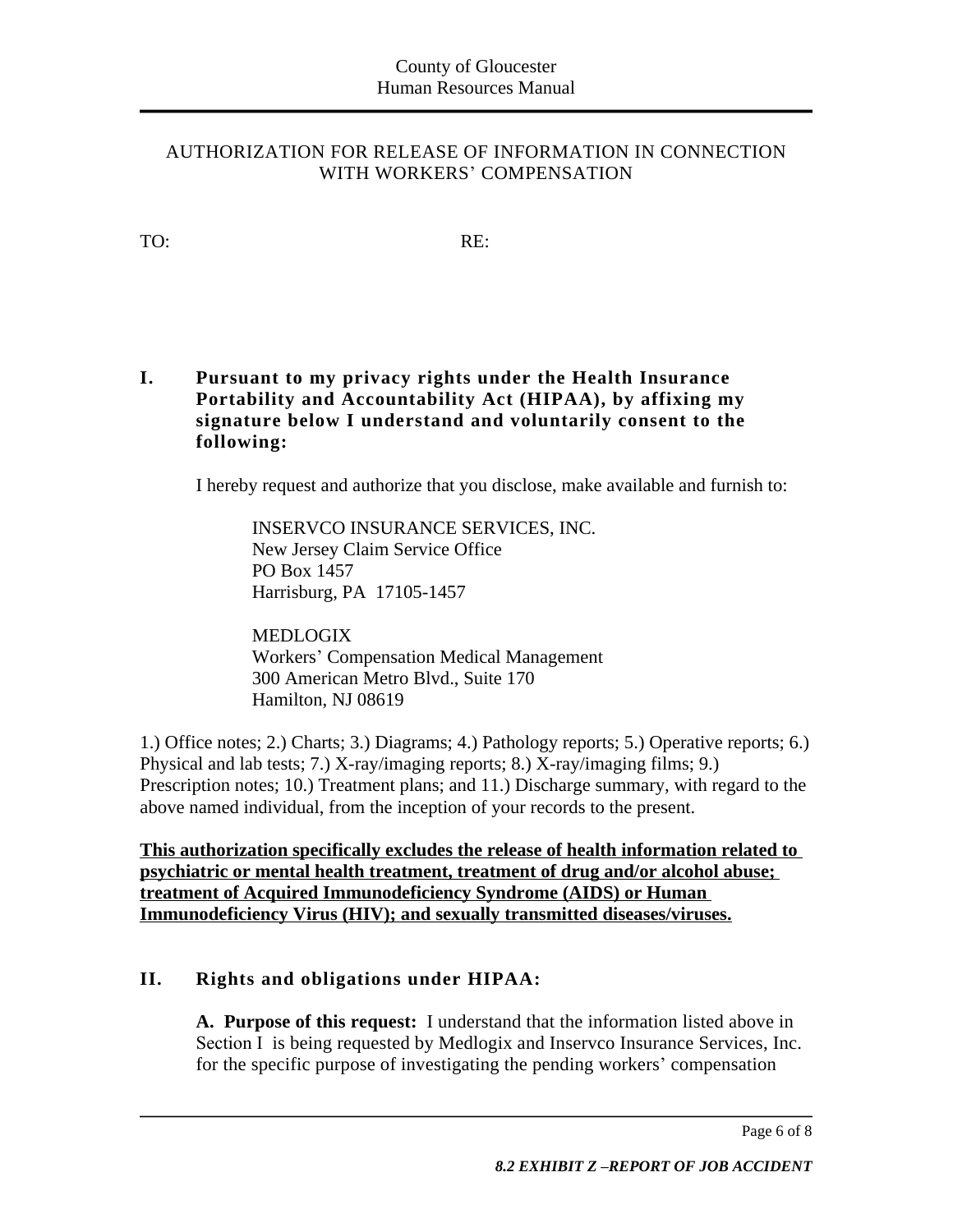## AUTHORIZATION FOR RELEASE OF INFORMATION IN CONNECTION WITH WORKERS' COMPENSATION

TO: RE:

### I. Pursuant to my privacy rights under the Health Insurance Portability and Accountability Act (HIPAA), by affixing my signature below I understand and voluntarily consent to the following:

I hereby request and authorize that you disclose, make available and furnish to:

INSERVCO INSURANCE SERVICES, INC.
New Jersey Claim Service Office
PO Box 1457
Harrisburg, PA 17105-1457

MEDLOGIX
Workers' Compensation Medical Management
300 American Metro Blvd., Suite 170
Hamilton, NJ 08619

1.) Office notes; 2.) Charts; 3.) Diagrams; 4.) Pathology reports; 5.) Operative reports; 6.) Physical and lab tests; 7.) X-ray/imaging reports; 8.) X-ray/imaging films; 9.) Prescription notes; 10.) Treatment plans; and 11.) Discharge summary, with regard to the above named individual, from the inception of your records to the present.

**<u>This authorization specifically excludes the release of health information related to psychiatric or mental health treatment, treatment of drug and/or alcohol abuse; treatment of Acquired Immunodeficiency Syndrome (AIDS) or Human Immunodeficiency Virus (HIV); and sexually transmitted diseases/viruses.</u>**

### II. Rights and obligations under HIPAA:

**A. Purpose of this request:** I understand that the information listed above in Section I is being requested by Medlogix and Inservco Insurance Services, Inc. for the specific purpose of investigating the pending workers' compensation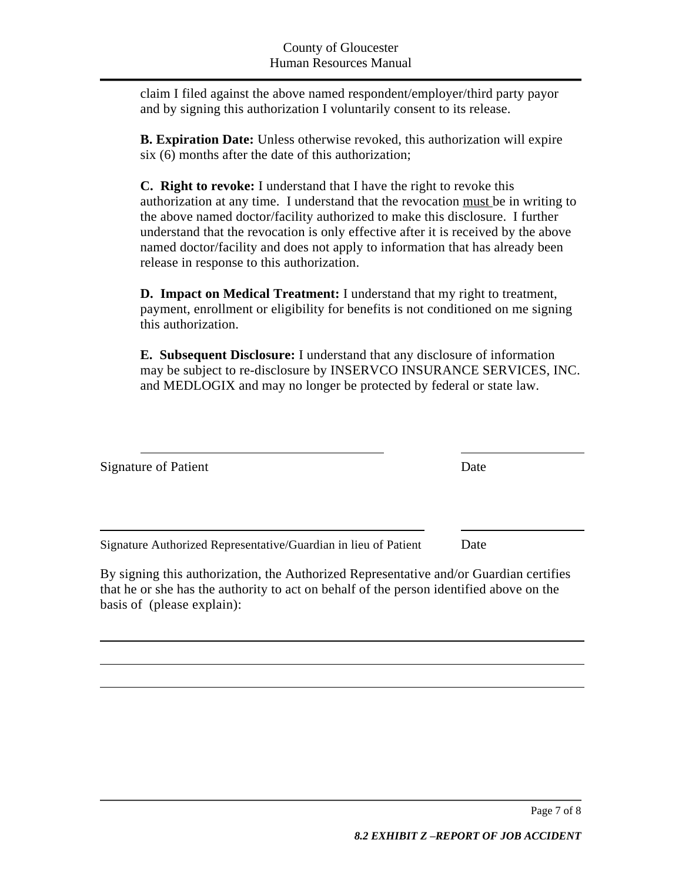claim I filed against the above named respondent/employer/third party payor and by signing this authorization I voluntarily consent to its release.

**B. Expiration Date:** Unless otherwise revoked, this authorization will expire six (6) months after the date of this authorization;

**C. Right to revoke:** I understand that I have the right to revoke this authorization at any time. I understand that the revocation <u>must</u> be in writing to the above named doctor/facility authorized to make this disclosure. I further understand that the revocation is only effective after it is received by the above named doctor/facility and does not apply to information that has already been release in response to this authorization.

**D. Impact on Medical Treatment:** I understand that my right to treatment, payment, enrollment or eligibility for benefits is not conditioned on me signing this authorization.

**E. Subsequent Disclosure:** I understand that any disclosure of information may be subject to re-disclosure by INSERVCO INSURANCE SERVICES, INC. and MEDLOGIX and may no longer be protected by federal or state law.

\_\_\_\_\_\_\_\_\_\_\_\_\_\_\_\_\_\_\_\_\_\_\_\_\_\_\_\_\_\_\_\_\_\_ \_\_\_\_\_\_\_\_\_\_\_\_\_\_\_\_

Signature of Patient Date

\_\_\_\_\_\_\_\_\_\_\_\_\_\_\_\_\_\_\_\_\_\_\_\_\_\_\_\_\_\_\_\_\_\_ \_\_\_\_\_\_\_\_\_\_\_\_\_\_\_\_

Signature Authorized Representative/Guardian in lieu of Patient Date

By signing this authorization, the Authorized Representative and/or Guardian certifies that he or she has the authority to act on behalf of the person identified above on the basis of (please explain):

\_\_\_\_\_\_\_\_\_\_\_\_\_\_\_\_\_\_\_\_\_\_\_\_\_\_\_\_\_\_\_\_\_\_\_\_\_\_\_\_\_\_\_\_\_\_\_\_\_\_\_\_\_\_\_\_\_\_\_\_\_\_\_\_

\_\_\_\_\_\_\_\_\_\_\_\_\_\_\_\_\_\_\_\_\_\_\_\_\_\_\_\_\_\_\_\_\_\_\_\_\_\_\_\_\_\_\_\_\_\_\_\_\_\_\_\_\_\_\_\_\_\_\_\_\_\_\_\_

\_\_\_\_\_\_\_\_\_\_\_\_\_\_\_\_\_\_\_\_\_\_\_\_\_\_\_\_\_\_\_\_\_\_\_\_\_\_\_\_\_\_\_\_\_\_\_\_\_\_\_\_\_\_\_\_\_\_\_\_\_\_\_\_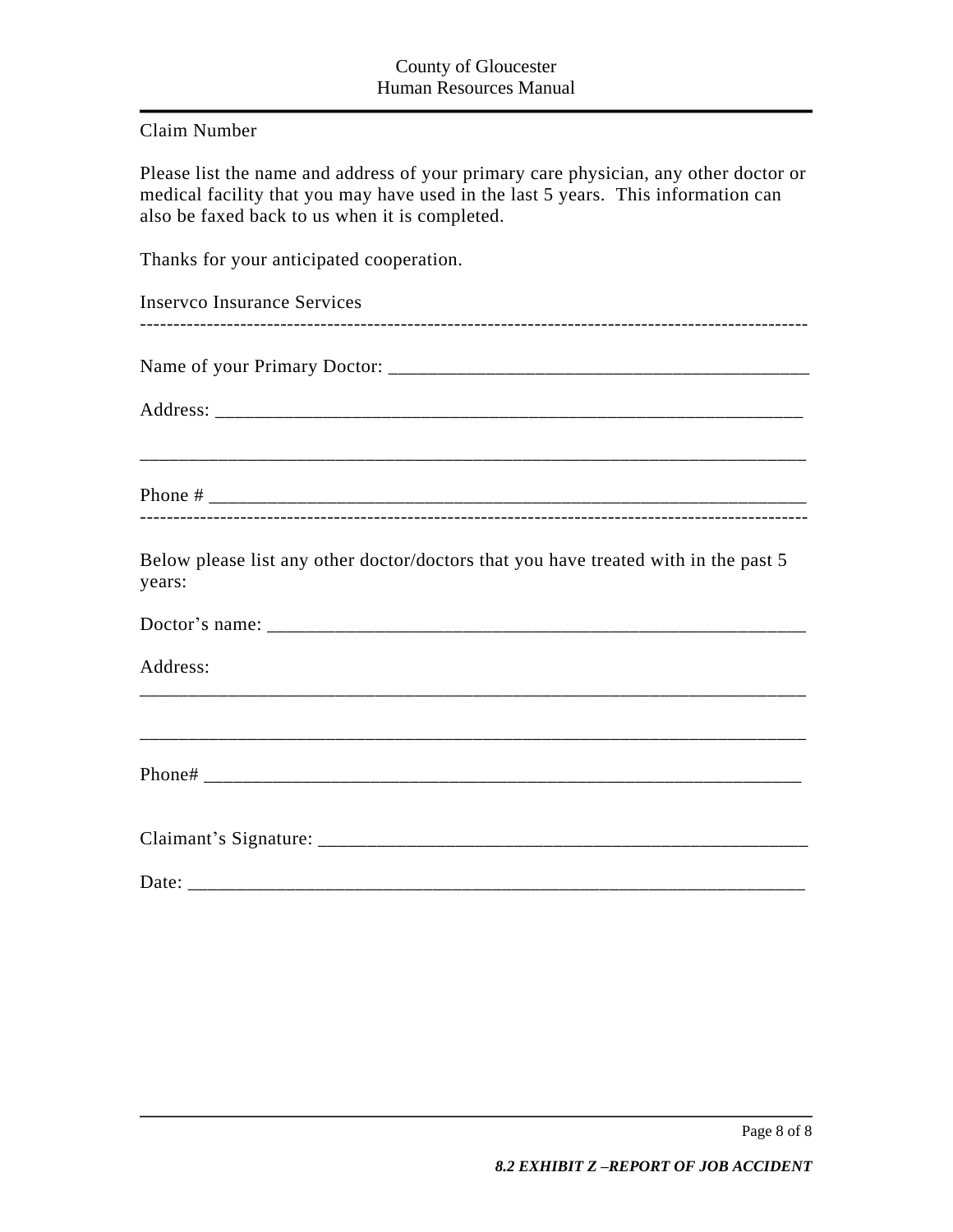Claim Number

Please list the name and address of your primary care physician, any other doctor or medical facility that you may have used in the last 5 years. This information can also be faxed back to us when it is completed.

Thanks for your anticipated cooperation.

Inservco Insurance Services

---

Name of your Primary Doctor: ___________________________________________

Address: _____________________________________________________________

______________________________________________________________________

Phone # ______________________________________________________________

---

Below please list any other doctor/doctors that you have treated with in the past 5 years:

Doctor's name: ________________________________________________________

Address:
______________________________________________________________________

______________________________________________________________________

Phone# _______________________________________________________________

Claimant's Signature: ___________________________________________________

Date: ________________________________________________________________